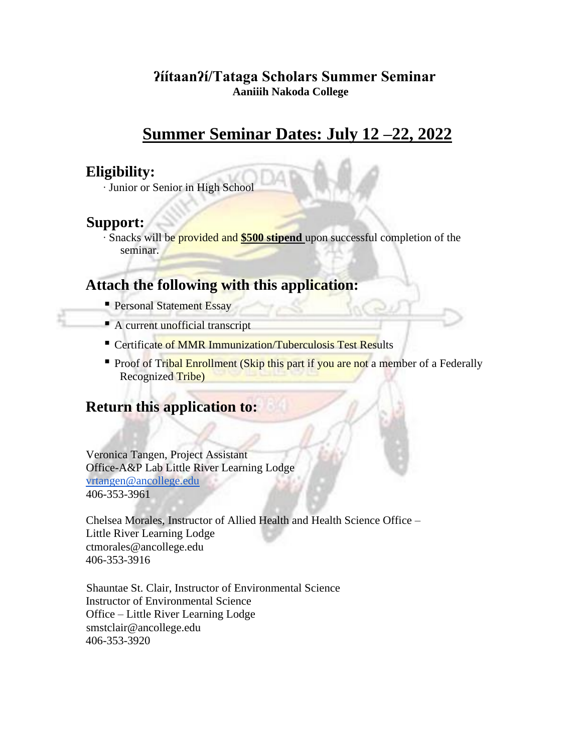# ʔíítaanʔí/Tataga Scholars Summer Seminar

**Aaniiih Nakoda College**

## Summer Seminar Dates: July 12 –22, 2022

### Eligibility:

· Junior or Senior in High School

### Support:

· Snacks will be provided and **$500 stipend** upon successful completion of the seminar.

### Attach the following with this application:

- Personal Statement Essay
- A current unofficial transcript
- Certificate of MMR Immunization/Tuberculosis Test Results
- Proof of Tribal Enrollment (Skip this part if you are not a member of a Federally Recognized Tribe)

### Return this application to:

Veronica Tangen, Project Assistant
Office-A&P Lab Little River Learning Lodge
vrtangen@ancollege.edu
406-353-3961

Chelsea Morales, Instructor of Allied Health and Health Science Office – Little River Learning Lodge
ctmorales@ancollege.edu
406-353-3916

Shauntae St. Clair, Instructor of Environmental Science
Instructor of Environmental Science
Office – Little River Learning Lodge
smstclair@ancollege.edu
406-353-3920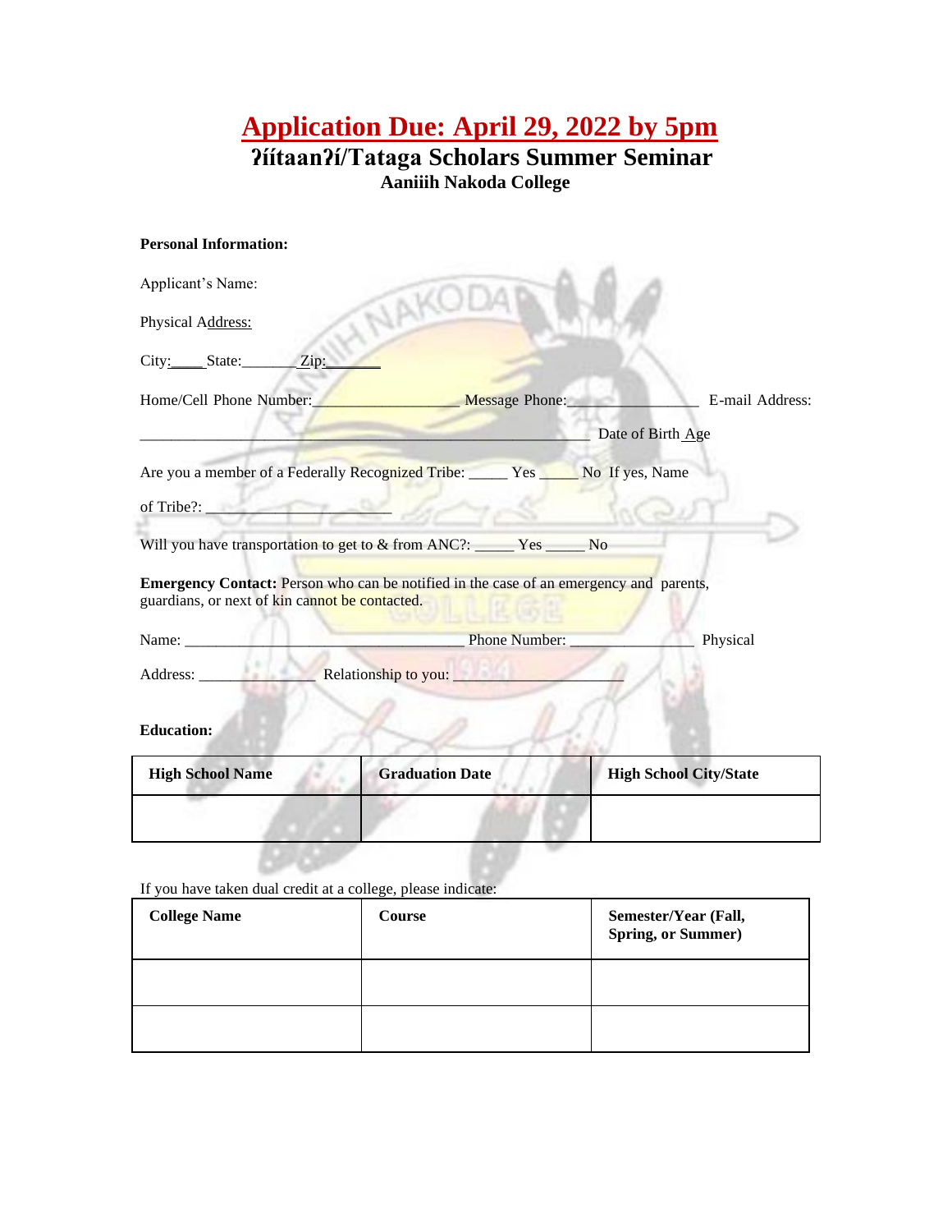# Application Due: April 29, 2022 by 5pm

## ʔíítaanʔí/Tataga Scholars Summer Seminar

### Aaniiih Nakoda College

**Personal Information:**

Applicant's Name:

Physical Address:

City:____ State:_______ Zip:_______

Home/Cell Phone Number:__________________ Message Phone:________________ E-mail Address:

_______________________________________________________ Date of Birth Age

Are you a member of a Federally Recognized Tribe: _____ Yes _____ No If yes, Name

of Tribe?: ______________________

Will you have transportation to get to & from ANC?: _____ Yes _____ No

**Emergency Contact:** Person who can be notified in the case of an emergency and parents, guardians, or next of kin cannot be contacted.

Name: ___________________________________ Phone Number: _______________ Physical

Address: ______________ Relationship to you: _____________________

**Education:**

| **High School Name** | **Graduation Date** | **High School City/State** |
|---|---|---|
| | | |

If you have taken dual credit at a college, please indicate:

| **College Name** | **Course** | **Semester/Year (Fall, Spring, or Summer)** |
|---|---|---|
| | | |
| | | |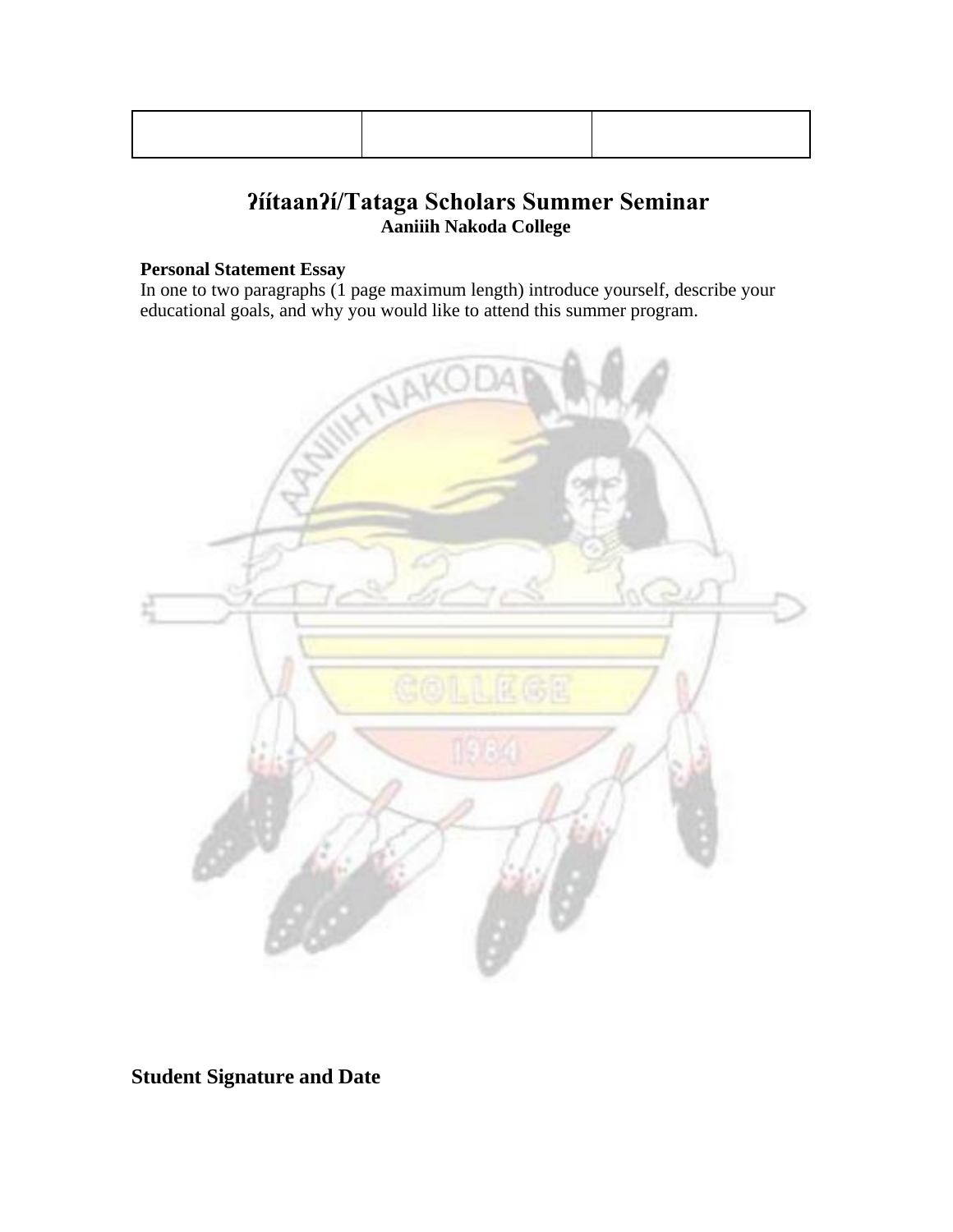| | | |
|---|---|---|
| | | |

## ʔíítaanʔí/Tataga Scholars Summer Seminar

**Aaniiih Nakoda College**

**Personal Statement Essay**

In one to two paragraphs (1 page maximum length) introduce yourself, describe your educational goals, and why you would like to attend this summer program.

**Student Signature and Date**